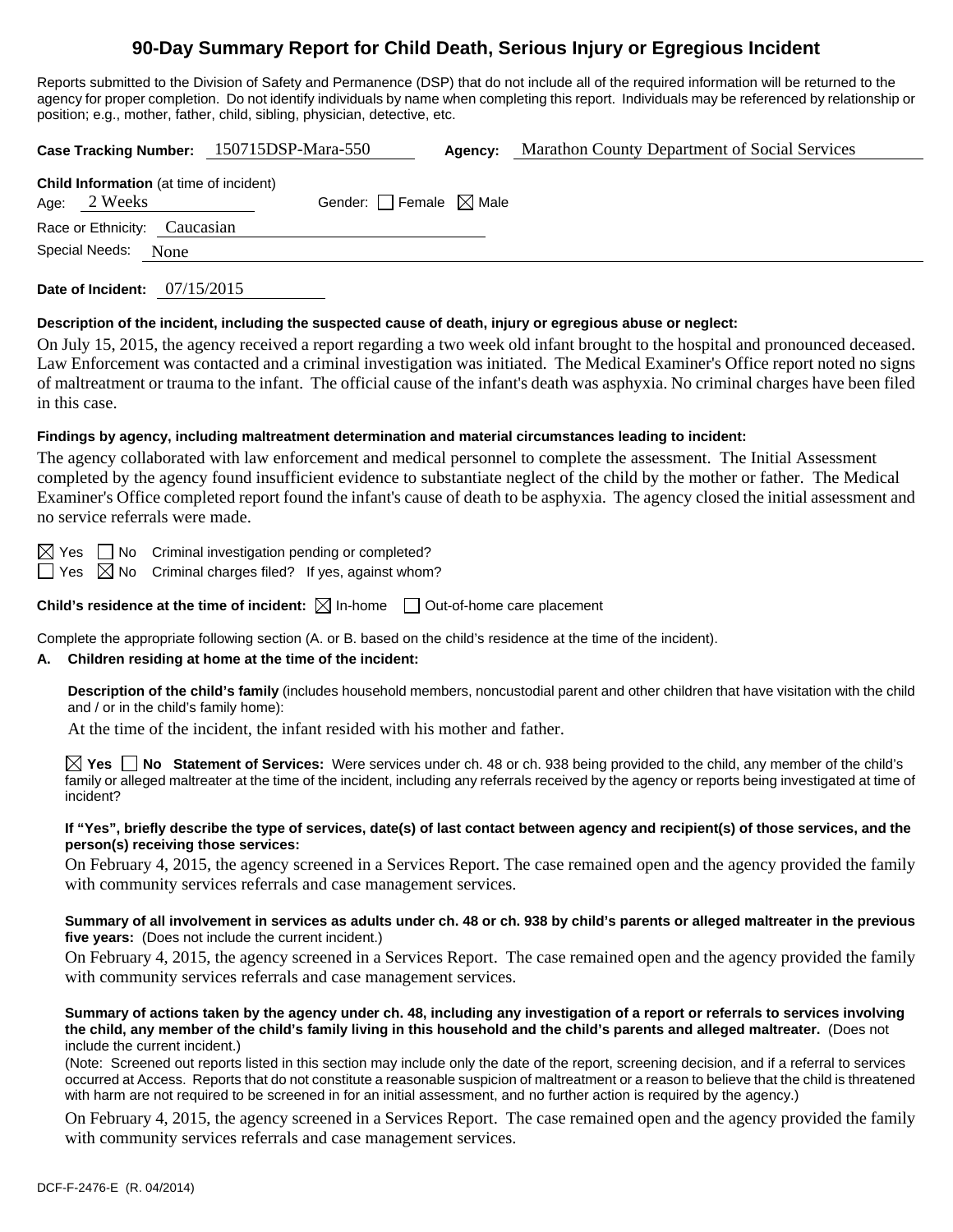# 90-Day Summary Report for Child Death, Serious Injury or Egregious Incident

Reports submitted to the Division of Safety and Permanence (DSP) that do not include all of the required information will be returned to the agency for proper completion. Do not identify individuals by name when completing this report. Individuals may be referenced by relationship or position; e.g., mother, father, child, sibling, physician, detective, etc.

**Case Tracking Number:** 150715DSP-Mara-550 **Agency:** Marathon County Department of Social Services

**Child Information** (at time of incident)
Age: 2 Weeks Gender: ☐ Female ☒ Male
Race or Ethnicity: Caucasian
Special Needs: None

**Date of Incident:** 07/15/2015

**Description of the incident, including the suspected cause of death, injury or egregious abuse or neglect:**

On July 15, 2015, the agency received a report regarding a two week old infant brought to the hospital and pronounced deceased. Law Enforcement was contacted and a criminal investigation was initiated. The Medical Examiner's Office report noted no signs of maltreatment or trauma to the infant. The official cause of the infant's death was asphyxia. No criminal charges have been filed in this case.

**Findings by agency, including maltreatment determination and material circumstances leading to incident:**

The agency collaborated with law enforcement and medical personnel to complete the assessment. The Initial Assessment completed by the agency found insufficient evidence to substantiate neglect of the child by the mother or father. The Medical Examiner's Office completed report found the infant's cause of death to be asphyxia. The agency closed the initial assessment and no service referrals were made.

☒ Yes ☐ No Criminal investigation pending or completed?
☐ Yes ☒ No Criminal charges filed? If yes, against whom?

**Child's residence at the time of incident:** ☒ In-home ☐ Out-of-home care placement

Complete the appropriate following section (A. or B. based on the child's residence at the time of the incident).

**A. Children residing at home at the time of the incident:**

**Description of the child's family** (includes household members, noncustodial parent and other children that have visitation with the child and / or in the child's family home):

At the time of the incident, the infant resided with his mother and father.

☒ **Yes** ☐ **No Statement of Services:** Were services under ch. 48 or ch. 938 being provided to the child, any member of the child's family or alleged maltreater at the time of the incident, including any referrals received by the agency or reports being investigated at time of incident?

**If "Yes", briefly describe the type of services, date(s) of last contact between agency and recipient(s) of those services, and the person(s) receiving those services:**

On February 4, 2015, the agency screened in a Services Report. The case remained open and the agency provided the family with community services referrals and case management services.

**Summary of all involvement in services as adults under ch. 48 or ch. 938 by child's parents or alleged maltreater in the previous five years:** (Does not include the current incident.)

On February 4, 2015, the agency screened in a Services Report. The case remained open and the agency provided the family with community services referrals and case management services.

**Summary of actions taken by the agency under ch. 48, including any investigation of a report or referrals to services involving the child, any member of the child's family living in this household and the child's parents and alleged maltreater.** (Does not include the current incident.)

(Note: Screened out reports listed in this section may include only the date of the report, screening decision, and if a referral to services occurred at Access. Reports that do not constitute a reasonable suspicion of maltreatment or a reason to believe that the child is threatened with harm are not required to be screened in for an initial assessment, and no further action is required by the agency.)

On February 4, 2015, the agency screened in a Services Report. The case remained open and the agency provided the family with community services referrals and case management services.

DCF-F-2476-E (R. 04/2014)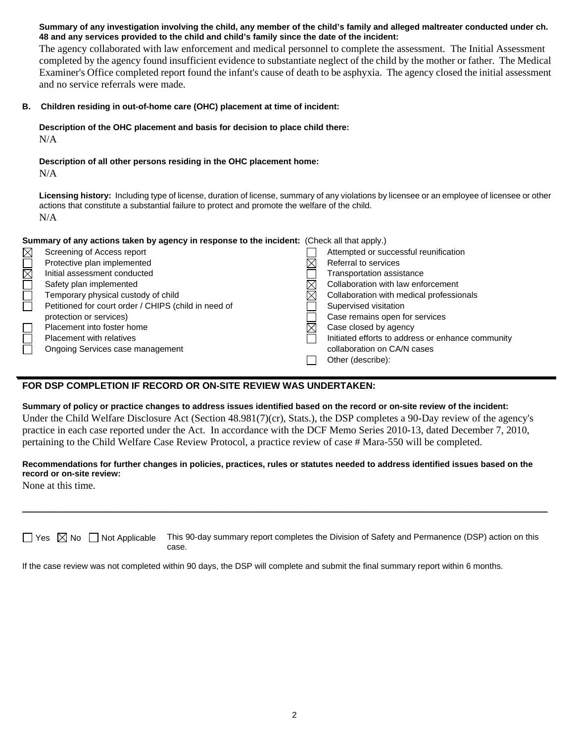**Summary of any investigation involving the child, any member of the child's family and alleged maltreater conducted under ch. 48 and any services provided to the child and child's family since the date of the incident:**

The agency collaborated with law enforcement and medical personnel to complete the assessment. The Initial Assessment completed by the agency found insufficient evidence to substantiate neglect of the child by the mother or father. The Medical Examiner's Office completed report found the infant's cause of death to be asphyxia. The agency closed the initial assessment and no service referrals were made.

**B. Children residing in out-of-home care (OHC) placement at time of incident:**

**Description of the OHC placement and basis for decision to place child there:**

N/A

**Description of all other persons residing in the OHC placement home:**

N/A

**Licensing history:** Including type of license, duration of license, summary of any violations by licensee or an employee of licensee or other actions that constitute a substantial failure to protect and promote the welfare of the child.

N/A

**Summary of any actions taken by agency in response to the incident:** (Check all that apply.)

- ☒ Screening of Access report
- ☐ Protective plan implemented
- ☒ Initial assessment conducted
- ☐ Safety plan implemented
- ☐ Temporary physical custody of child
- ☐ Petitioned for court order / CHIPS (child in need of protection or services)
- ☐ Placement into foster home
- ☐ Placement with relatives
- ☐ Ongoing Services case management
- ☐ Attempted or successful reunification
- ☒ Referral to services
- ☐ Transportation assistance
- ☒ Collaboration with law enforcement
- ☒ Collaboration with medical professionals
- ☐ Supervised visitation
- ☐ Case remains open for services
- ☒ Case closed by agency
- ☐ Initiated efforts to address or enhance community collaboration on CA/N cases
- ☐ Other (describe):

## FOR DSP COMPLETION IF RECORD OR ON-SITE REVIEW WAS UNDERTAKEN:

**Summary of policy or practice changes to address issues identified based on the record or on-site review of the incident:**

Under the Child Welfare Disclosure Act (Section 48.981(7)(cr), Stats.), the DSP completes a 90-Day review of the agency's practice in each case reported under the Act. In accordance with the DCF Memo Series 2010-13, dated December 7, 2010, pertaining to the Child Welfare Case Review Protocol, a practice review of case # Mara-550 will be completed.

**Recommendations for further changes in policies, practices, rules or statutes needed to address identified issues based on the record or on-site review:**

None at this time.

---

☐ Yes ☒ No ☐ Not Applicable This 90-day summary report completes the Division of Safety and Permanence (DSP) action on this case.

If the case review was not completed within 90 days, the DSP will complete and submit the final summary report within 6 months.